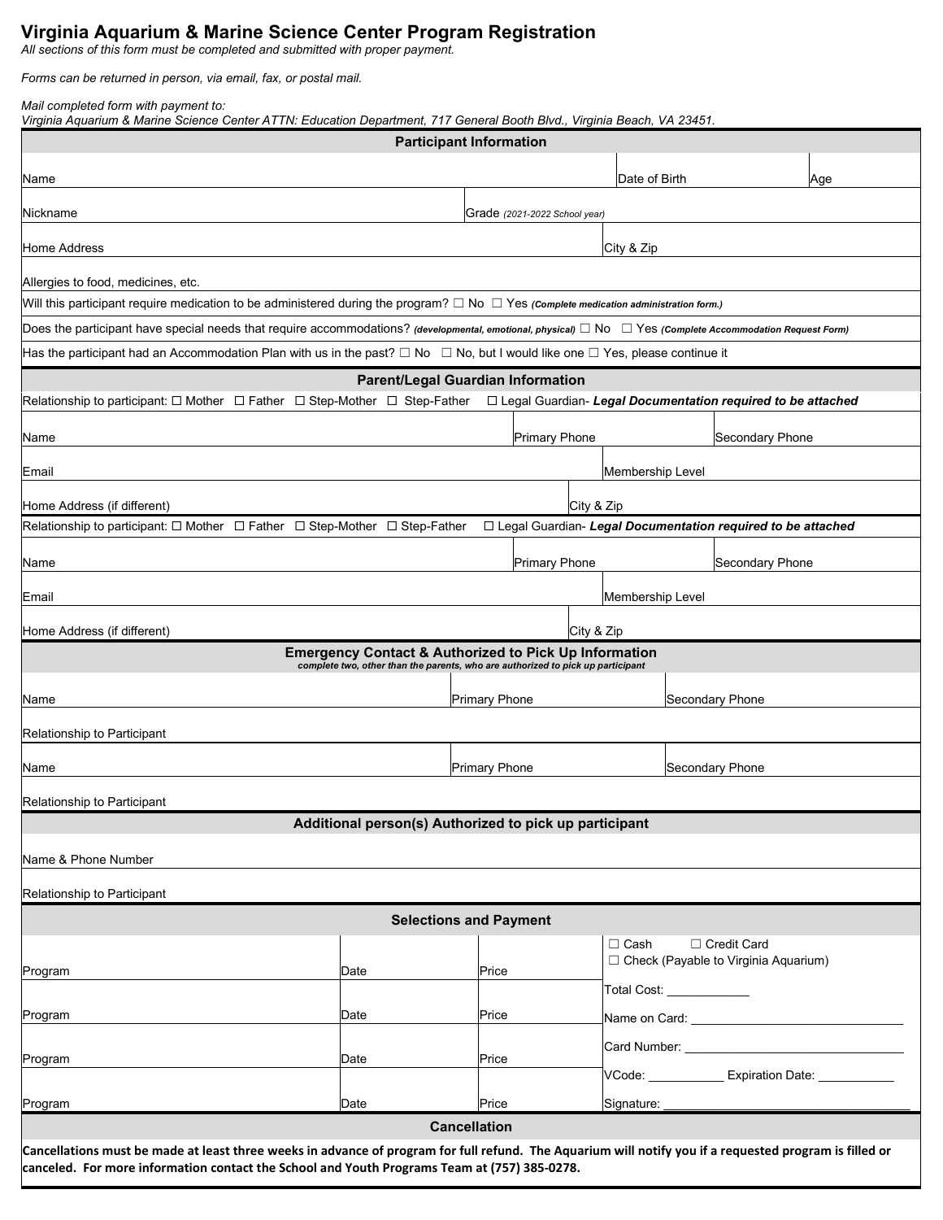# Virginia Aquarium & Marine Science Center Program Registration

*All sections of this form must be completed and submitted with proper payment.*

*Forms can be returned in person, via email, fax, or postal mail.*

*Mail completed form with payment to:*
*Virginia Aquarium & Marine Science Center ATTN: Education Department, 717 General Booth Blvd., Virginia Beach, VA 23451.*

## Participant Information

| Name | Date of Birth | Age |
|---|---|---|

| Nickname | Grade *(2021-2022 School year)* |
|---|---|

| Home Address | City & Zip |
|---|---|

Allergies to food, medicines, etc.

Will this participant require medication to be administered during the program? ☐ No ☐ Yes ***(Complete medication administration form.)***

Does the participant have special needs that require accommodations? ***(developmental, emotional, physical)*** ☐ No ☐ Yes ***(Complete Accommodation Request Form)***

Has the participant had an Accommodation Plan with us in the past? ☐ No ☐ No, but I would like one ☐ Yes, please continue it

## Parent/Legal Guardian Information

Relationship to participant: ☐ Mother ☐ Father ☐ Step-Mother ☐ Step-Father ☐ Legal Guardian- ***Legal Documentation required to be attached***

| Name | Primary Phone | Secondary Phone |
|---|---|---|

| Email | Membership Level |
|---|---|

| Home Address (if different) | City & Zip |
|---|---|

Relationship to participant: ☐ Mother ☐ Father ☐ Step-Mother ☐ Step-Father ☐ Legal Guardian- ***Legal Documentation required to be attached***

| Name | Primary Phone | Secondary Phone |
|---|---|---|

| Email | Membership Level |
|---|---|

| Home Address (if different) | City & Zip |
|---|---|

## Emergency Contact & Authorized to Pick Up Information

***complete two, other than the parents, who are authorized to pick up participant***

| Name | Primary Phone | Secondary Phone |
|---|---|---|

Relationship to Participant

| Name | Primary Phone | Secondary Phone |
|---|---|---|

Relationship to Participant

## Additional person(s) Authorized to pick up participant

Name & Phone Number

Relationship to Participant

## Selections and Payment

| Program | Date | Price | ☐ Cash ☐ Credit Card<br>☐ Check (Payable to Virginia Aquarium) |
|---|---|---|---|
| Program | Date | Price | Total Cost: ____________<br>Name on Card: ______________________________ |
| Program | Date | Price | Card Number: ______________________________<br>VCode: ___________ Expiration Date: ___________ |
| Program | Date | Price | Signature: ____________________________________ |

## Cancellation

**Cancellations must be made at least three weeks in advance of program for full refund. The Aquarium will notify you if a requested program is filled or canceled. For more information contact the School and Youth Programs Team at (757) 385-0278.**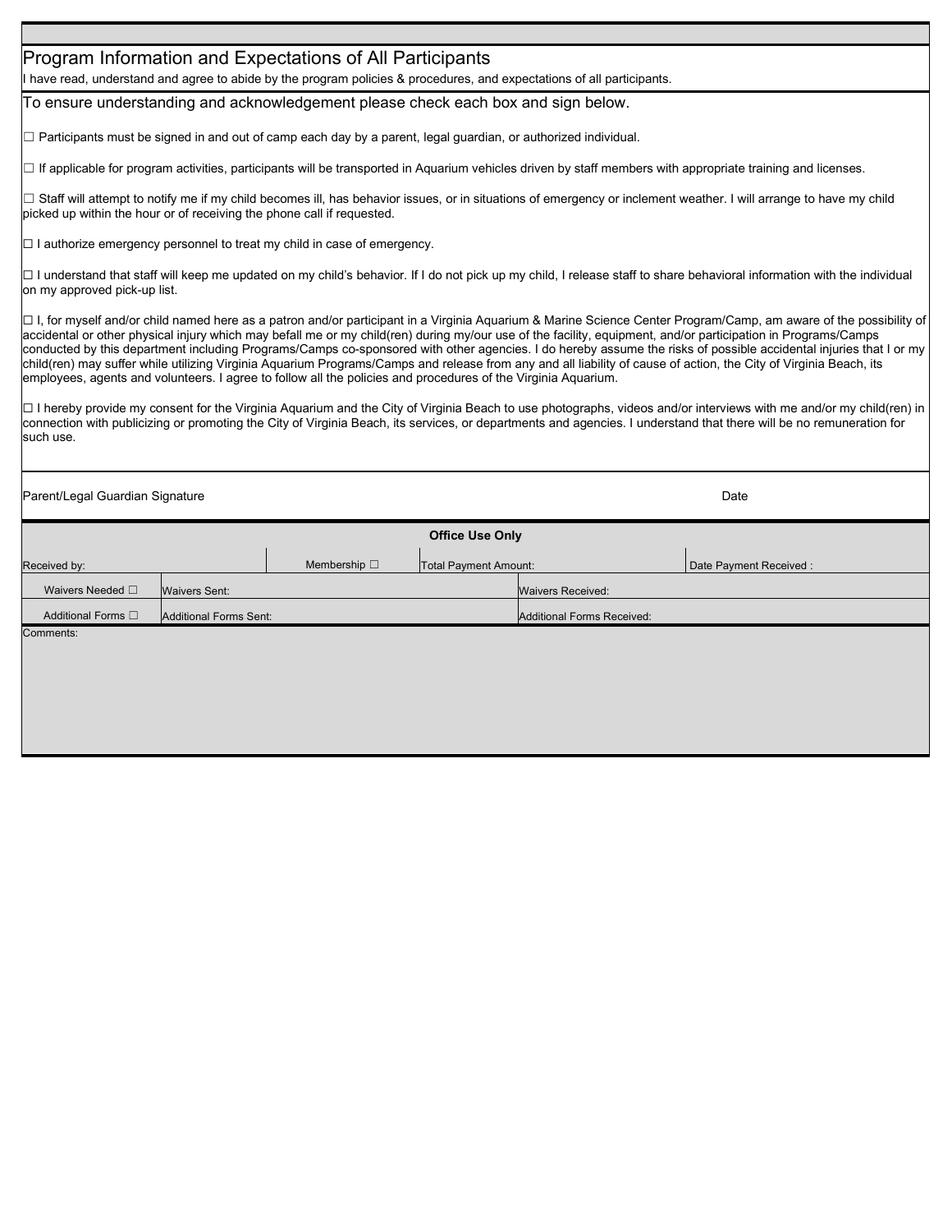## Program Information and Expectations of All Participants

I have read, understand and agree to abide by the program policies & procedures, and expectations of all participants.

### To ensure understanding and acknowledgement please check each box and sign below.

☐ Participants must be signed in and out of camp each day by a parent, legal guardian, or authorized individual.

☐ If applicable for program activities, participants will be transported in Aquarium vehicles driven by staff members with appropriate training and licenses.

☐ Staff will attempt to notify me if my child becomes ill, has behavior issues, or in situations of emergency or inclement weather. I will arrange to have my child picked up within the hour or of receiving the phone call if requested.

☐ I authorize emergency personnel to treat my child in case of emergency.

☐ I understand that staff will keep me updated on my child's behavior. If I do not pick up my child, I release staff to share behavioral information with the individual on my approved pick-up list.

☐ I, for myself and/or child named here as a patron and/or participant in a Virginia Aquarium & Marine Science Center Program/Camp, am aware of the possibility of accidental or other physical injury which may befall me or my child(ren) during my/our use of the facility, equipment, and/or participation in Programs/Camps conducted by this department including Programs/Camps co-sponsored with other agencies. I do hereby assume the risks of possible accidental injuries that I or my child(ren) may suffer while utilizing Virginia Aquarium Programs/Camps and release from any and all liability of cause of action, the City of Virginia Beach, its employees, agents and volunteers. I agree to follow all the policies and procedures of the Virginia Aquarium.

☐ I hereby provide my consent for the Virginia Aquarium and the City of Virginia Beach to use photographs, videos and/or interviews with me and/or my child(ren) in connection with publicizing or promoting the City of Virginia Beach, its services, or departments and agencies. I understand that there will be no remuneration for such use.

Parent/Legal Guardian Signature　　　　　　　　　　Date

**Office Use Only**

| | | | |
|---|---|---|---|
| Received by: | Membership ☐ | Total Payment Amount: | Date Payment Received : |
| Waivers Needed ☐ | Waivers Sent: | Waivers Received: | |
| Additional Forms ☐ | Additional Forms Sent: | Additional Forms Received: | |

Comments: